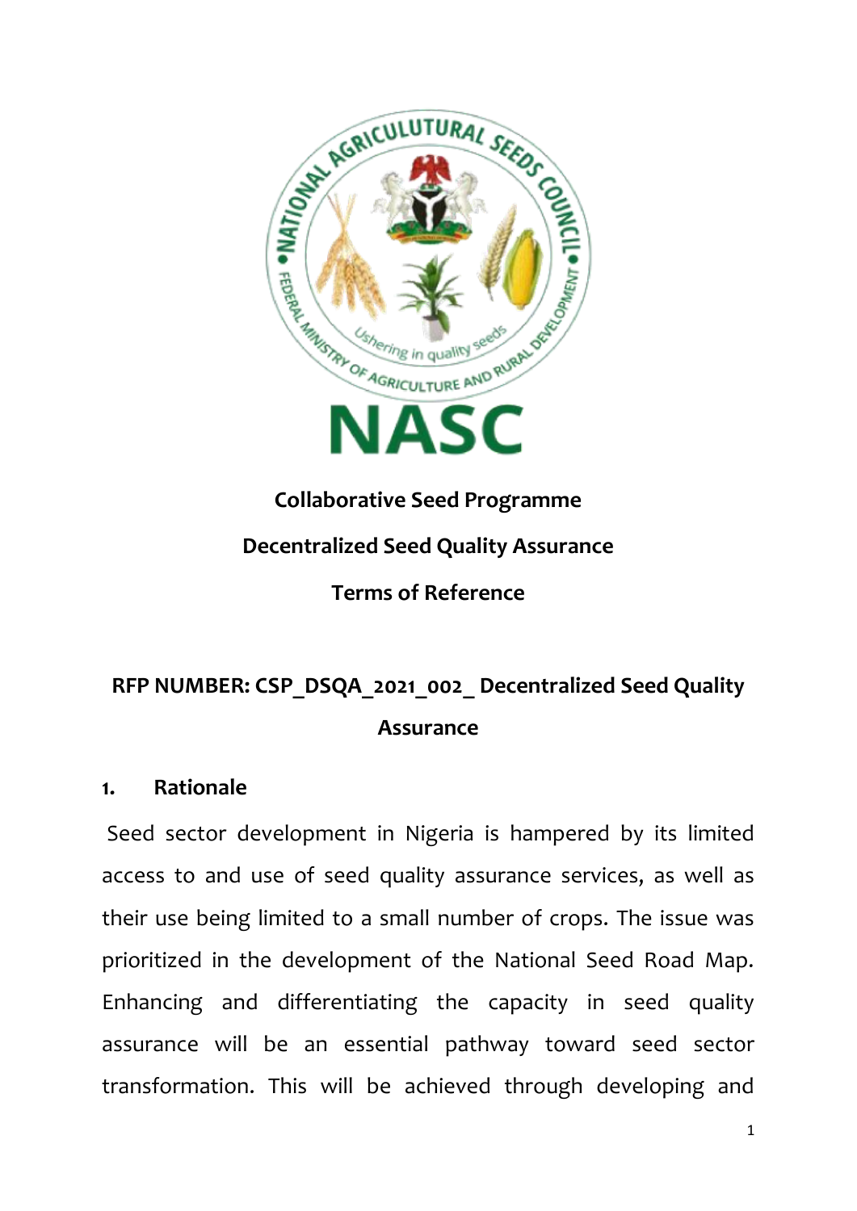**Collaborative Seed Programme**

**Decentralized Seed Quality Assurance**

**Terms of Reference**

**RFP NUMBER: CSP_DSQA_2021_002_ Decentralized Seed Quality Assurance**

## 1. Rationale

Seed sector development in Nigeria is hampered by its limited access to and use of seed quality assurance services, as well as their use being limited to a small number of crops. The issue was prioritized in the development of the National Seed Road Map. Enhancing and differentiating the capacity in seed quality assurance will be an essential pathway toward seed sector transformation. This will be achieved through developing and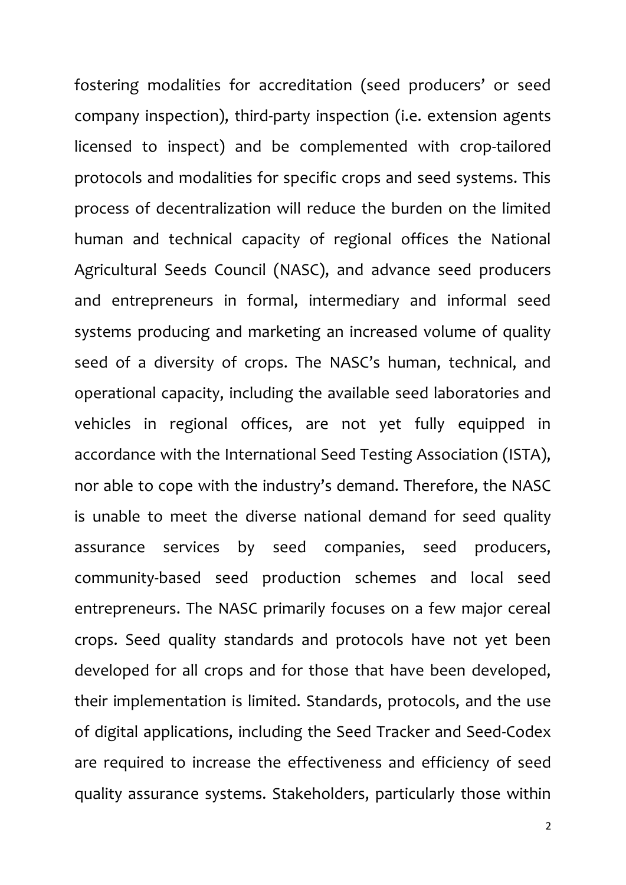fostering modalities for accreditation (seed producers' or seed company inspection), third-party inspection (i.e. extension agents licensed to inspect) and be complemented with crop-tailored protocols and modalities for specific crops and seed systems. This process of decentralization will reduce the burden on the limited human and technical capacity of regional offices the National Agricultural Seeds Council (NASC), and advance seed producers and entrepreneurs in formal, intermediary and informal seed systems producing and marketing an increased volume of quality seed of a diversity of crops. The NASC's human, technical, and operational capacity, including the available seed laboratories and vehicles in regional offices, are not yet fully equipped in accordance with the International Seed Testing Association (ISTA), nor able to cope with the industry's demand. Therefore, the NASC is unable to meet the diverse national demand for seed quality assurance services by seed companies, seed producers, community-based seed production schemes and local seed entrepreneurs. The NASC primarily focuses on a few major cereal crops. Seed quality standards and protocols have not yet been developed for all crops and for those that have been developed, their implementation is limited. Standards, protocols, and the use of digital applications, including the Seed Tracker and Seed-Codex are required to increase the effectiveness and efficiency of seed quality assurance systems. Stakeholders, particularly those within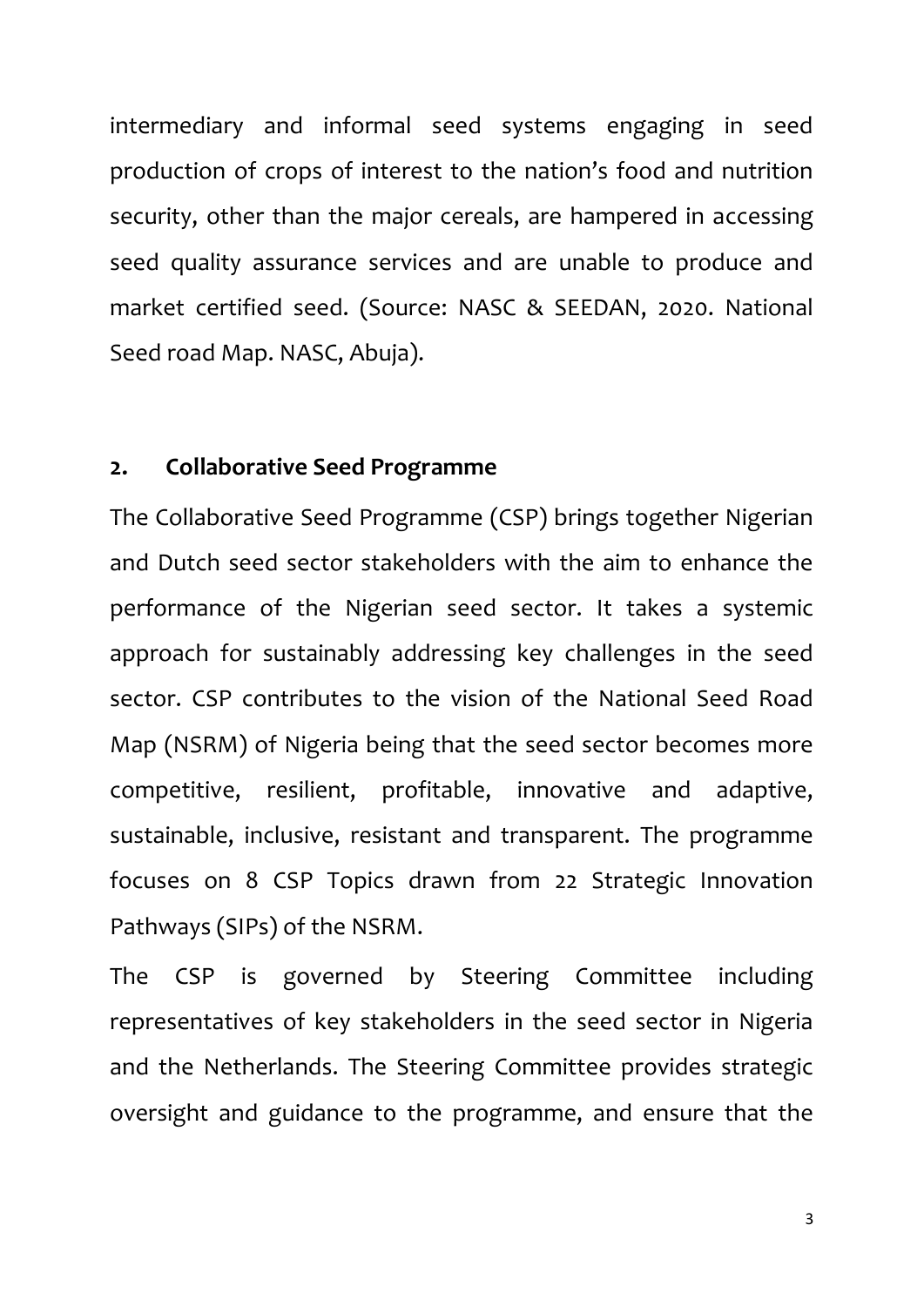intermediary and informal seed systems engaging in seed production of crops of interest to the nation's food and nutrition security, other than the major cereals, are hampered in accessing seed quality assurance services and are unable to produce and market certified seed. (Source: NASC & SEEDAN, 2020. National Seed road Map. NASC, Abuja).

## 2. Collaborative Seed Programme

The Collaborative Seed Programme (CSP) brings together Nigerian and Dutch seed sector stakeholders with the aim to enhance the performance of the Nigerian seed sector. It takes a systemic approach for sustainably addressing key challenges in the seed sector. CSP contributes to the vision of the National Seed Road Map (NSRM) of Nigeria being that the seed sector becomes more competitive, resilient, profitable, innovative and adaptive, sustainable, inclusive, resistant and transparent. The programme focuses on 8 CSP Topics drawn from 22 Strategic Innovation Pathways (SIPs) of the NSRM.

The CSP is governed by Steering Committee including representatives of key stakeholders in the seed sector in Nigeria and the Netherlands. The Steering Committee provides strategic oversight and guidance to the programme, and ensure that the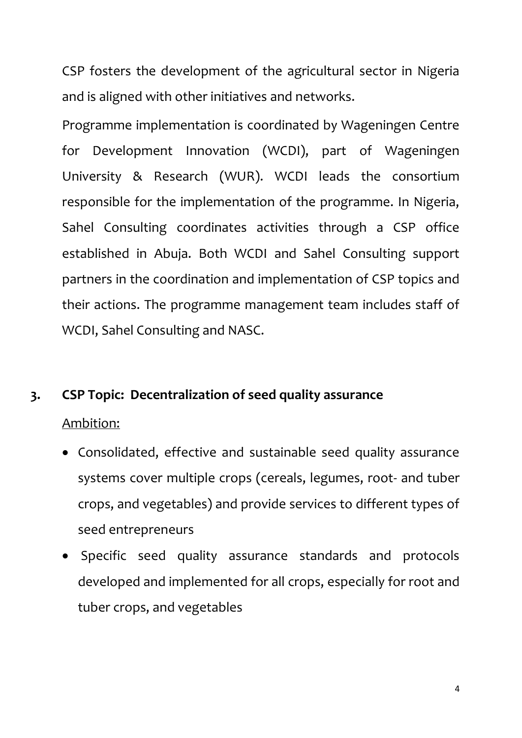CSP fosters the development of the agricultural sector in Nigeria and is aligned with other initiatives and networks.

Programme implementation is coordinated by Wageningen Centre for Development Innovation (WCDI), part of Wageningen University & Research (WUR). WCDI leads the consortium responsible for the implementation of the programme. In Nigeria, Sahel Consulting coordinates activities through a CSP office established in Abuja. Both WCDI and Sahel Consulting support partners in the coordination and implementation of CSP topics and their actions. The programme management team includes staff of WCDI, Sahel Consulting and NASC.

## 3. CSP Topic: Decentralization of seed quality assurance

Ambition:

- Consolidated, effective and sustainable seed quality assurance systems cover multiple crops (cereals, legumes, root- and tuber crops, and vegetables) and provide services to different types of seed entrepreneurs
- Specific seed quality assurance standards and protocols developed and implemented for all crops, especially for root and tuber crops, and vegetables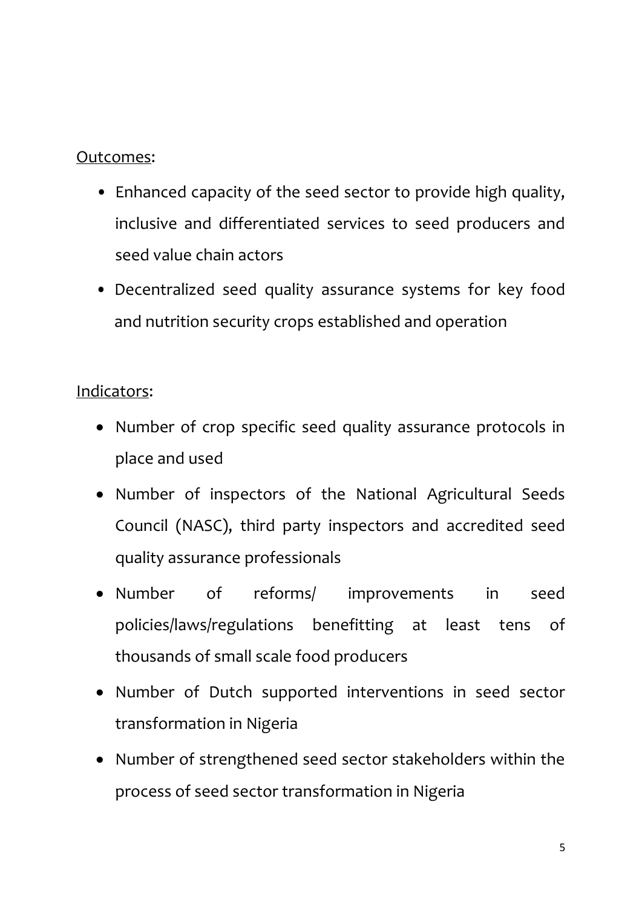<u>Outcomes</u>:

- Enhanced capacity of the seed sector to provide high quality, inclusive and differentiated services to seed producers and seed value chain actors
- Decentralized seed quality assurance systems for key food and nutrition security crops established and operation

<u>Indicators</u>:

- Number of crop specific seed quality assurance protocols in place and used
- Number of inspectors of the National Agricultural Seeds Council (NASC), third party inspectors and accredited seed quality assurance professionals
- Number of reforms/ improvements in seed policies/laws/regulations benefitting at least tens of thousands of small scale food producers
- Number of Dutch supported interventions in seed sector transformation in Nigeria
- Number of strengthened seed sector stakeholders within the process of seed sector transformation in Nigeria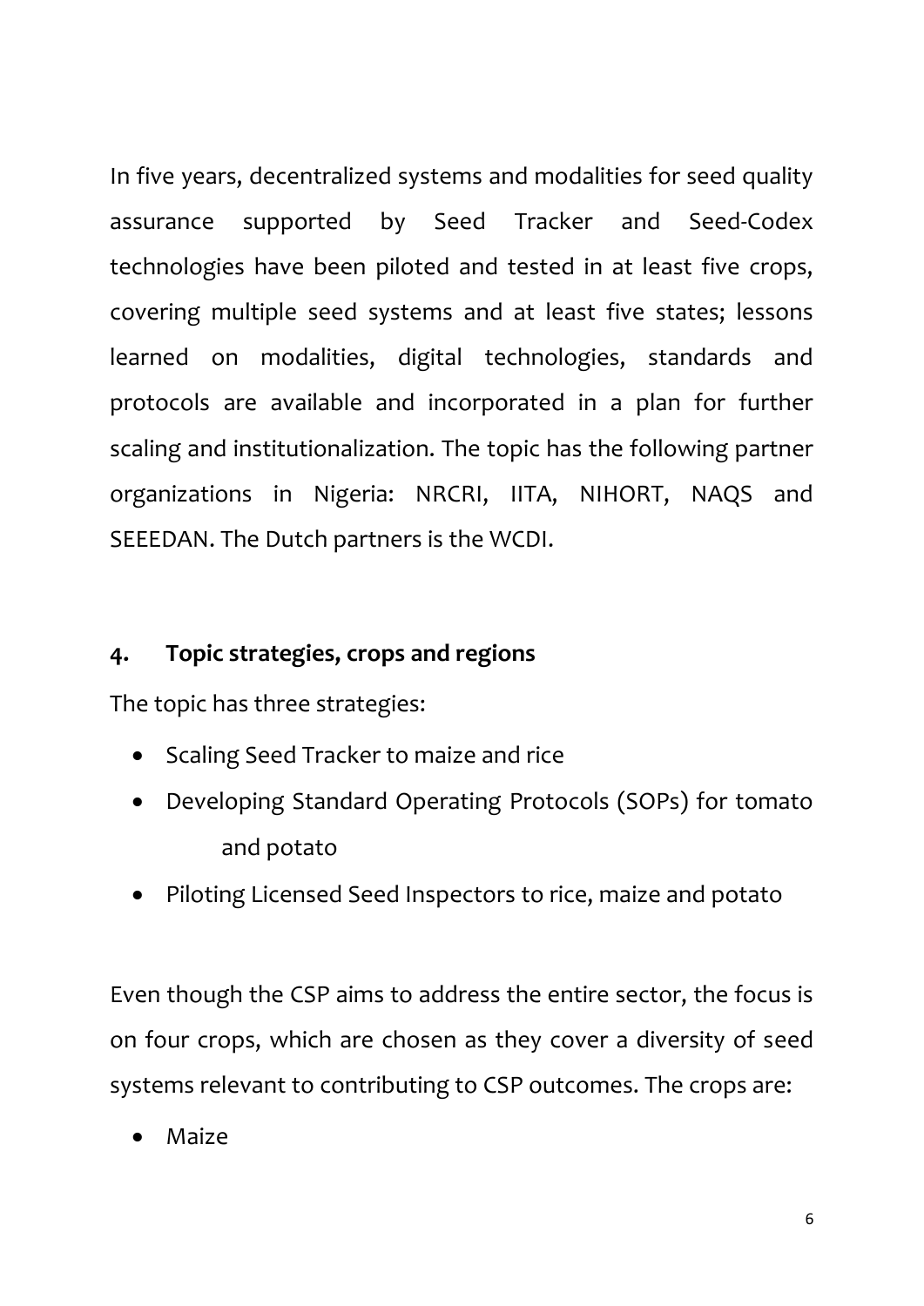In five years, decentralized systems and modalities for seed quality assurance supported by Seed Tracker and Seed-Codex technologies have been piloted and tested in at least five crops, covering multiple seed systems and at least five states; lessons learned on modalities, digital technologies, standards and protocols are available and incorporated in a plan for further scaling and institutionalization. The topic has the following partner organizations in Nigeria: NRCRI, IITA, NIHORT, NAQS and SEEEDAN. The Dutch partners is the WCDI.

## 4. Topic strategies, crops and regions

The topic has three strategies:

- Scaling Seed Tracker to maize and rice
- Developing Standard Operating Protocols (SOPs) for tomato and potato
- Piloting Licensed Seed Inspectors to rice, maize and potato

Even though the CSP aims to address the entire sector, the focus is on four crops, which are chosen as they cover a diversity of seed systems relevant to contributing to CSP outcomes. The crops are:

- Maize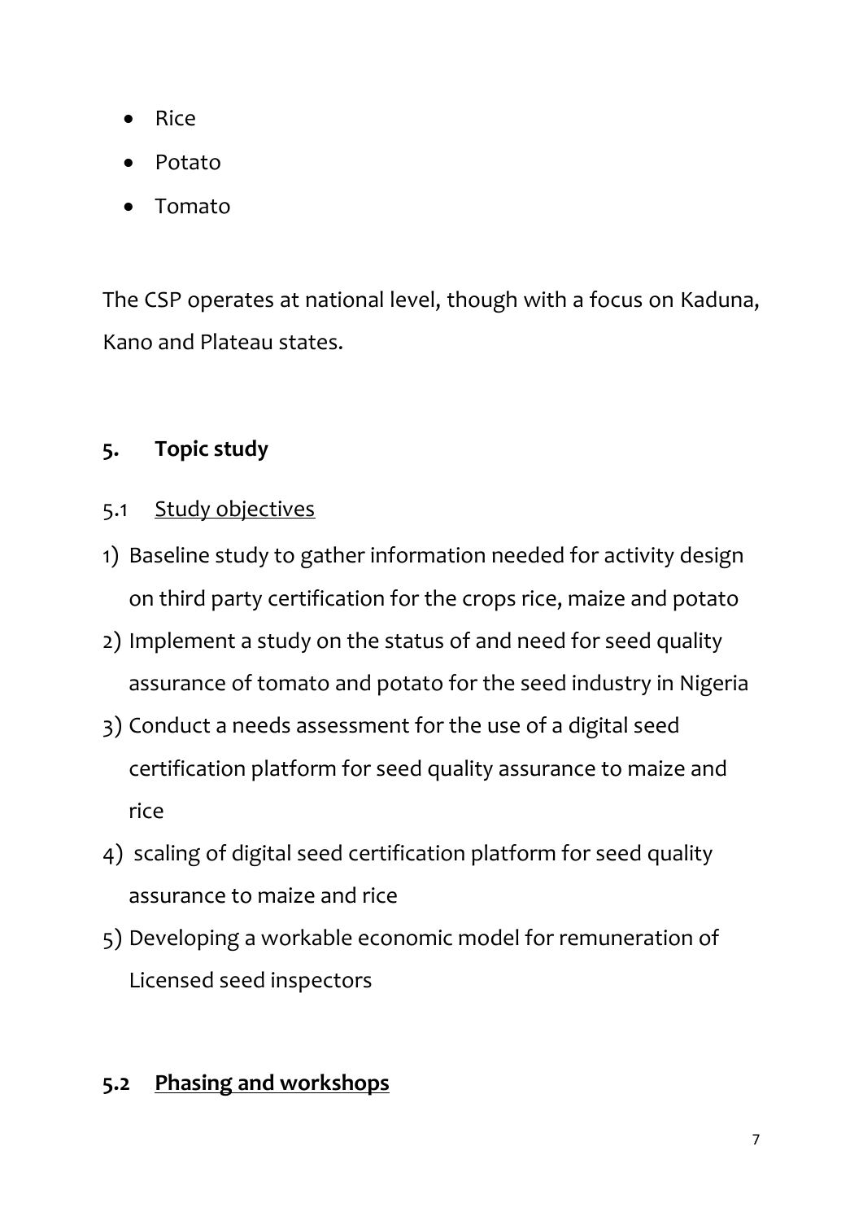- Rice
- Potato
- Tomato

The CSP operates at national level, though with a focus on Kaduna, Kano and Plateau states.

## 5. Topic study

### 5.1 Study objectives

1) Baseline study to gather information needed for activity design on third party certification for the crops rice, maize and potato
2) Implement a study on the status of and need for seed quality assurance of tomato and potato for the seed industry in Nigeria
3) Conduct a needs assessment for the use of a digital seed certification platform for seed quality assurance to maize and rice
4) scaling of digital seed certification platform for seed quality assurance to maize and rice
5) Developing a workable economic model for remuneration of Licensed seed inspectors

### 5.2 Phasing and workshops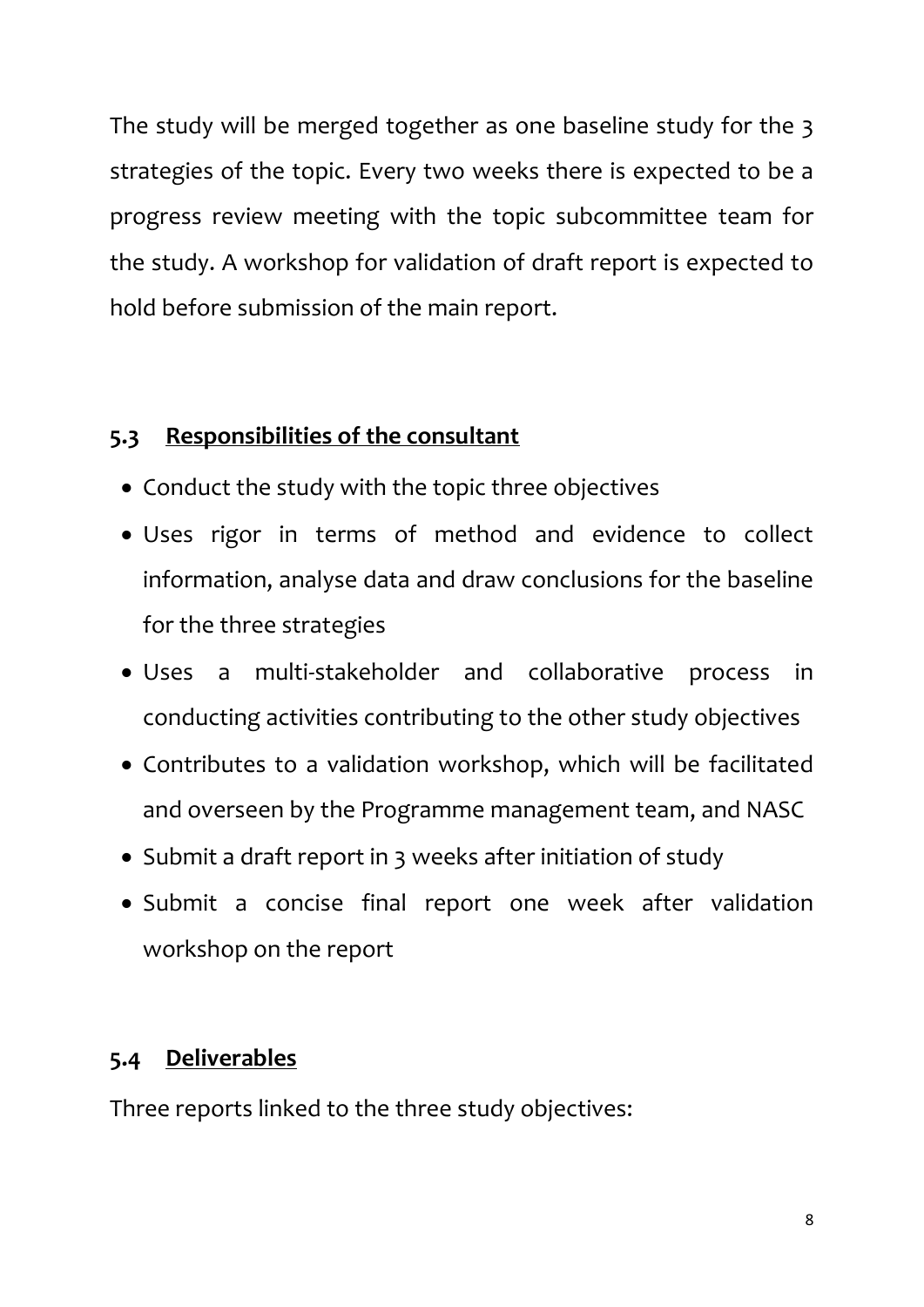The study will be merged together as one baseline study for the 3 strategies of the topic. Every two weeks there is expected to be a progress review meeting with the topic subcommittee team for the study. A workshop for validation of draft report is expected to hold before submission of the main report.

### 5.3 Responsibilities of the consultant

- Conduct the study with the topic three objectives
- Uses rigor in terms of method and evidence to collect information, analyse data and draw conclusions for the baseline for the three strategies
- Uses a multi-stakeholder and collaborative process in conducting activities contributing to the other study objectives
- Contributes to a validation workshop, which will be facilitated and overseen by the Programme management team, and NASC
- Submit a draft report in 3 weeks after initiation of study
- Submit a concise final report one week after validation workshop on the report

### 5.4 Deliverables

Three reports linked to the three study objectives: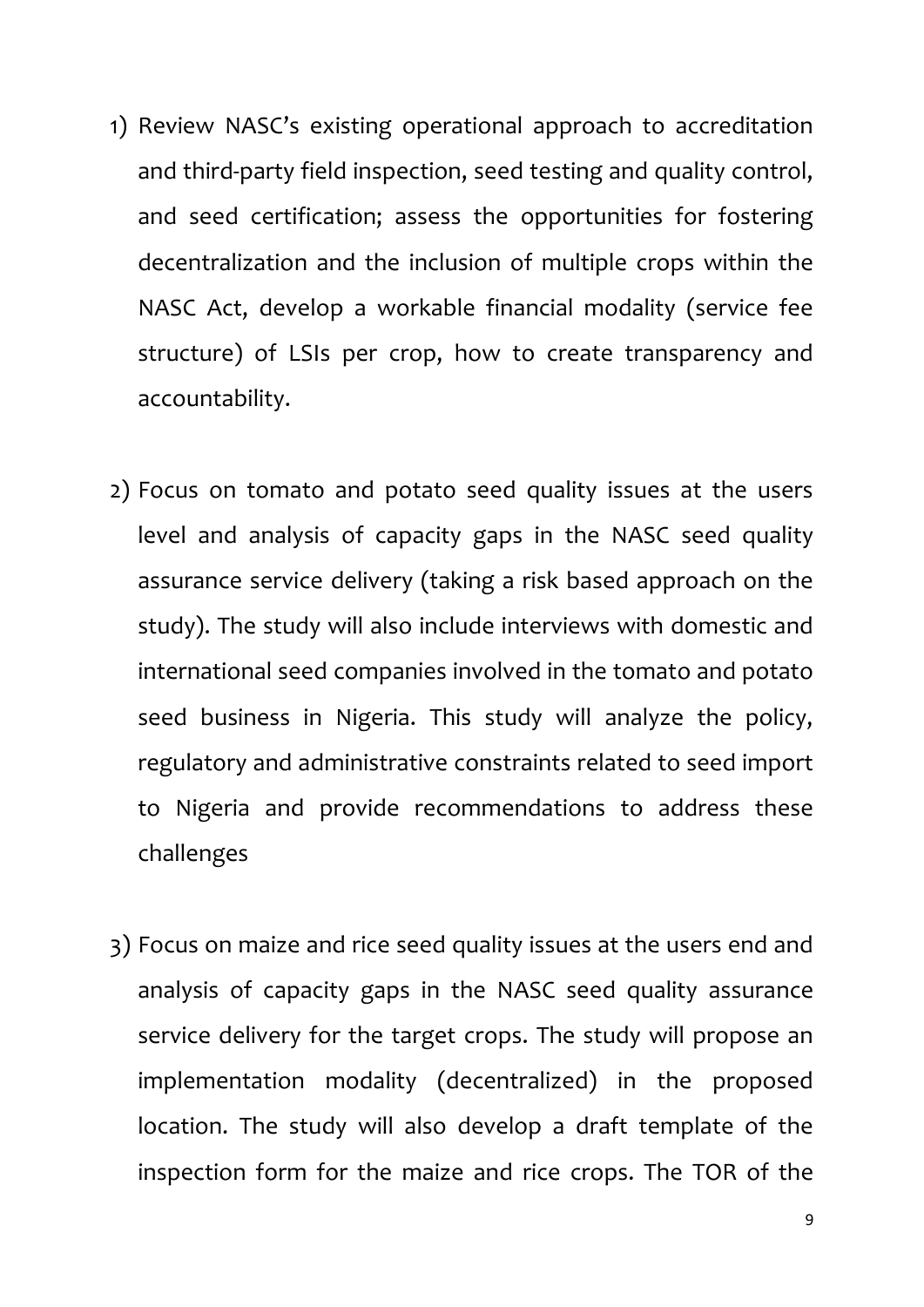1) Review NASC's existing operational approach to accreditation and third-party field inspection, seed testing and quality control, and seed certification; assess the opportunities for fostering decentralization and the inclusion of multiple crops within the NASC Act, develop a workable financial modality (service fee structure) of LSIs per crop, how to create transparency and accountability.

2) Focus on tomato and potato seed quality issues at the users level and analysis of capacity gaps in the NASC seed quality assurance service delivery (taking a risk based approach on the study). The study will also include interviews with domestic and international seed companies involved in the tomato and potato seed business in Nigeria. This study will analyze the policy, regulatory and administrative constraints related to seed import to Nigeria and provide recommendations to address these challenges

3) Focus on maize and rice seed quality issues at the users end and analysis of capacity gaps in the NASC seed quality assurance service delivery for the target crops. The study will propose an implementation modality (decentralized) in the proposed location. The study will also develop a draft template of the inspection form for the maize and rice crops. The TOR of the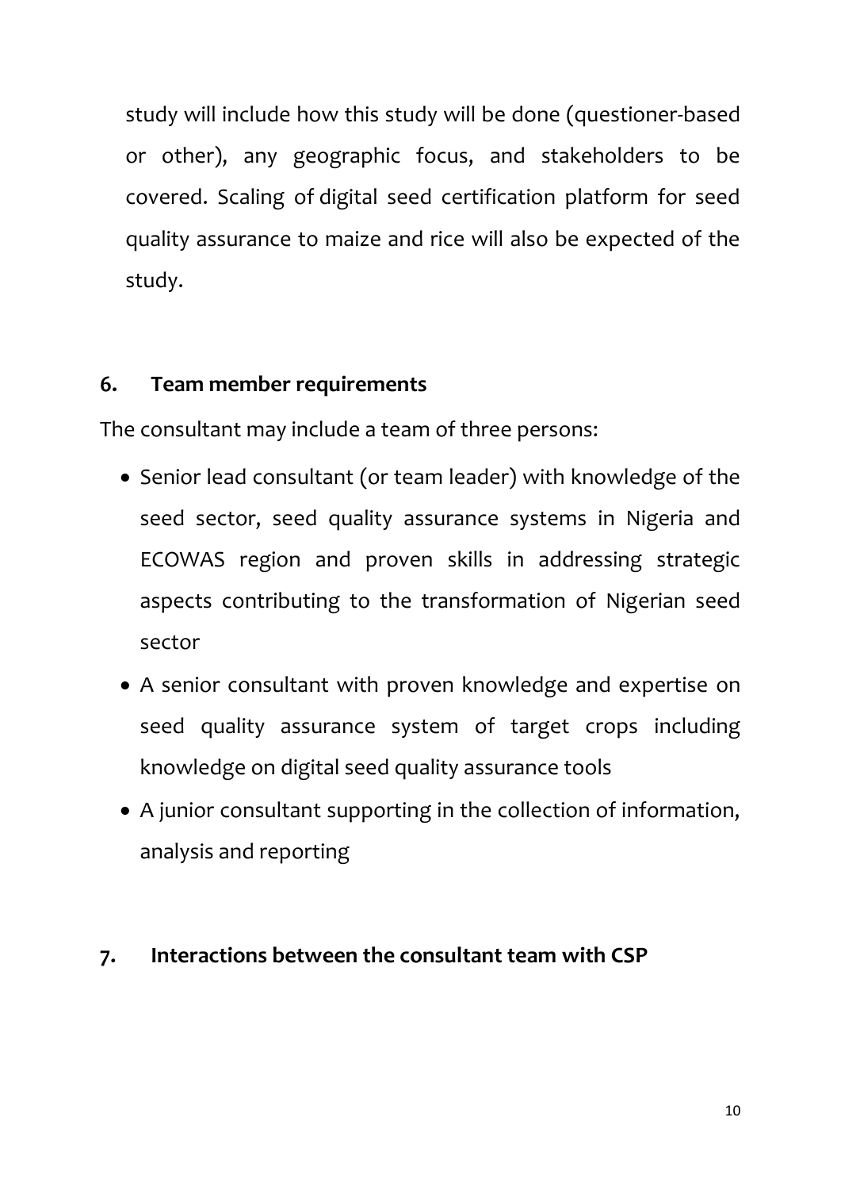study will include how this study will be done (questioner-based or other), any geographic focus, and stakeholders to be covered. Scaling of digital seed certification platform for seed quality assurance to maize and rice will also be expected of the study.

## 6. Team member requirements

The consultant may include a team of three persons:

- Senior lead consultant (or team leader) with knowledge of the seed sector, seed quality assurance systems in Nigeria and ECOWAS region and proven skills in addressing strategic aspects contributing to the transformation of Nigerian seed sector
- A senior consultant with proven knowledge and expertise on seed quality assurance system of target crops including knowledge on digital seed quality assurance tools
- A junior consultant supporting in the collection of information, analysis and reporting

## 7. Interactions between the consultant team with CSP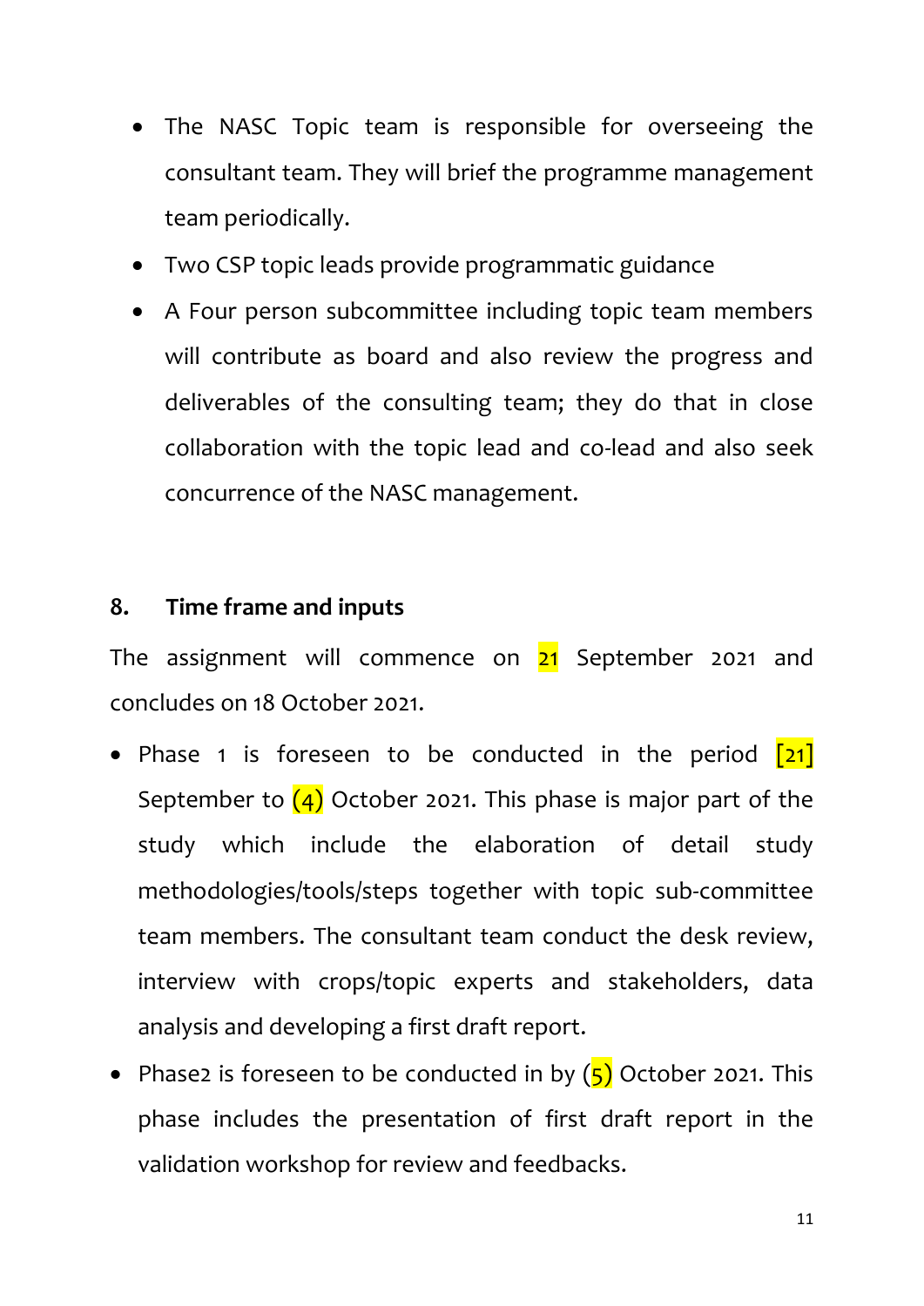- The NASC Topic team is responsible for overseeing the consultant team. They will brief the programme management team periodically.
- Two CSP topic leads provide programmatic guidance
- A Four person subcommittee including topic team members will contribute as board and also review the progress and deliverables of the consulting team; they do that in close collaboration with the topic lead and co-lead and also seek concurrence of the NASC management.

## 8. Time frame and inputs

The assignment will commence on 21 September 2021 and concludes on 18 October 2021.

- Phase 1 is foreseen to be conducted in the period [21] September to (4) October 2021. This phase is major part of the study which include the elaboration of detail study methodologies/tools/steps together with topic sub-committee team members. The consultant team conduct the desk review, interview with crops/topic experts and stakeholders, data analysis and developing a first draft report.
- Phase2 is foreseen to be conducted in by (5) October 2021. This phase includes the presentation of first draft report in the validation workshop for review and feedbacks.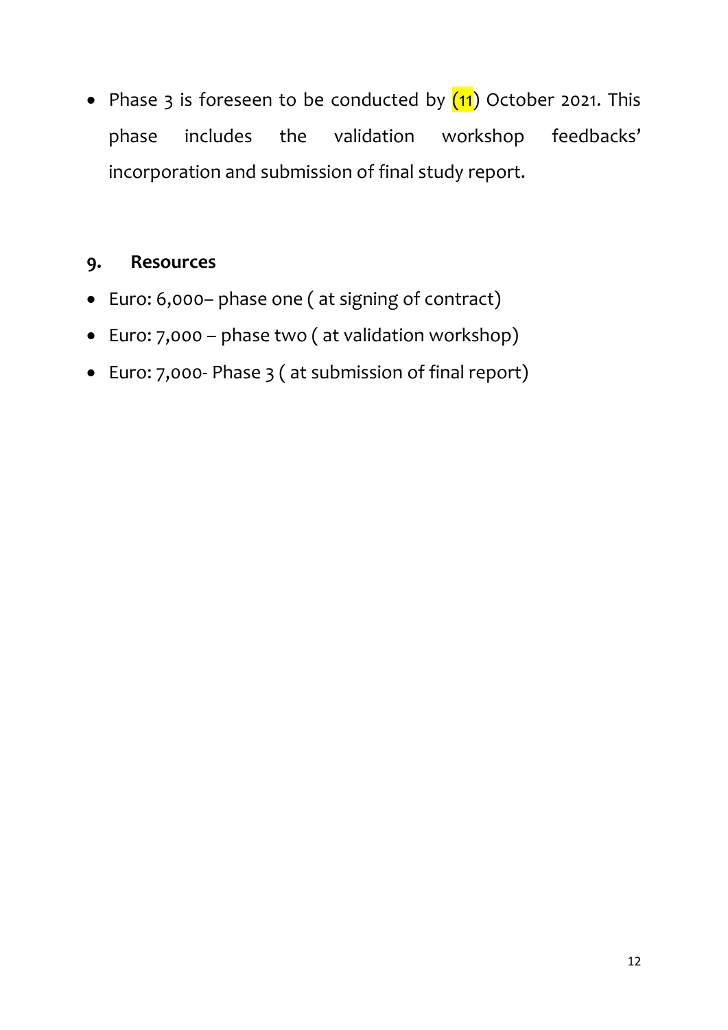- Phase 3 is foreseen to be conducted by (11) October 2021. This phase includes the validation workshop feedbacks' incorporation and submission of final study report.

## 9. Resources

- Euro: 6,000– phase one ( at signing of contract)
- Euro: 7,000 – phase two ( at validation workshop)
- Euro: 7,000- Phase 3 ( at submission of final report)